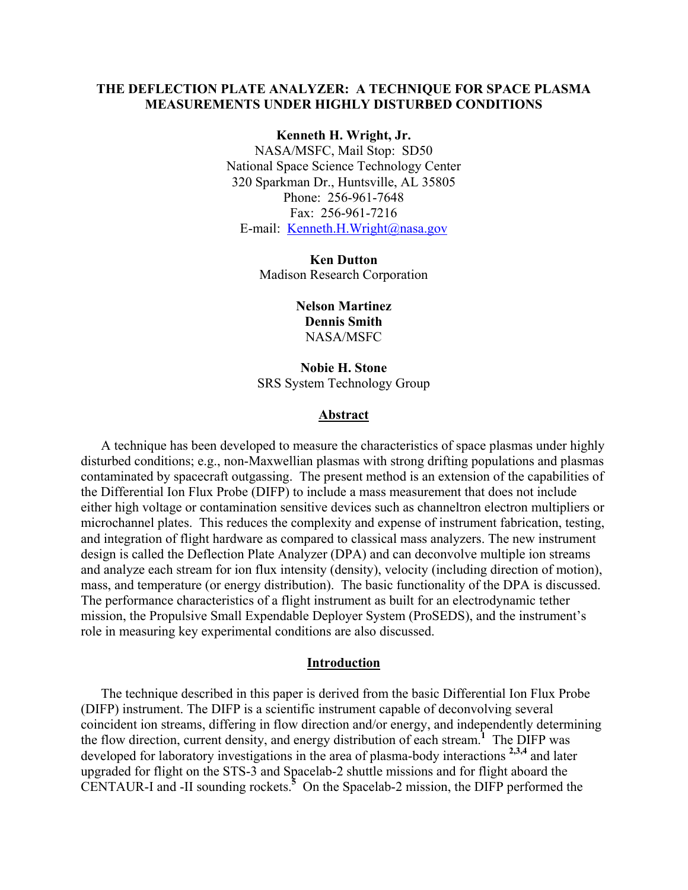# THE DEFLECTION PLATE ANALYZER: A TECHNIQUE FOR SPACE PLASMA MEASUREMENTS UNDER HIGHLY DISTURBED CONDITIONS

**Kenneth H. Wright, Jr.**
NASA/MSFC, Mail Stop: SD50
National Space Science Technology Center
320 Sparkman Dr., Huntsville, AL 35805
Phone: 256-961-7648
Fax: 256-961-7216
E-mail: Kenneth.H.Wright@nasa.gov

**Ken Dutton**
Madison Research Corporation

**Nelson Martinez**
**Dennis Smith**
NASA/MSFC

**Nobie H. Stone**
SRS System Technology Group

## Abstract

A technique has been developed to measure the characteristics of space plasmas under highly disturbed conditions; e.g., non-Maxwellian plasmas with strong drifting populations and plasmas contaminated by spacecraft outgassing. The present method is an extension of the capabilities of the Differential Ion Flux Probe (DIFP) to include a mass measurement that does not include either high voltage or contamination sensitive devices such as channeltron electron multipliers or microchannel plates. This reduces the complexity and expense of instrument fabrication, testing, and integration of flight hardware as compared to classical mass analyzers. The new instrument design is called the Deflection Plate Analyzer (DPA) and can deconvolve multiple ion streams and analyze each stream for ion flux intensity (density), velocity (including direction of motion), mass, and temperature (or energy distribution). The basic functionality of the DPA is discussed. The performance characteristics of a flight instrument as built for an electrodynamic tether mission, the Propulsive Small Expendable Deployer System (ProSEDS), and the instrument's role in measuring key experimental conditions are also discussed.

## Introduction

The technique described in this paper is derived from the basic Differential Ion Flux Probe (DIFP) instrument. The DIFP is a scientific instrument capable of deconvolving several coincident ion streams, differing in flow direction and/or energy, and independently determining the flow direction, current density, and energy distribution of each stream.[1] The DIFP was developed for laboratory investigations in the area of plasma-body interactions [2,3,4] and later upgraded for flight on the STS-3 and Spacelab-2 shuttle missions and for flight aboard the CENTAUR-I and -II sounding rockets.[5] On the Spacelab-2 mission, the DIFP performed the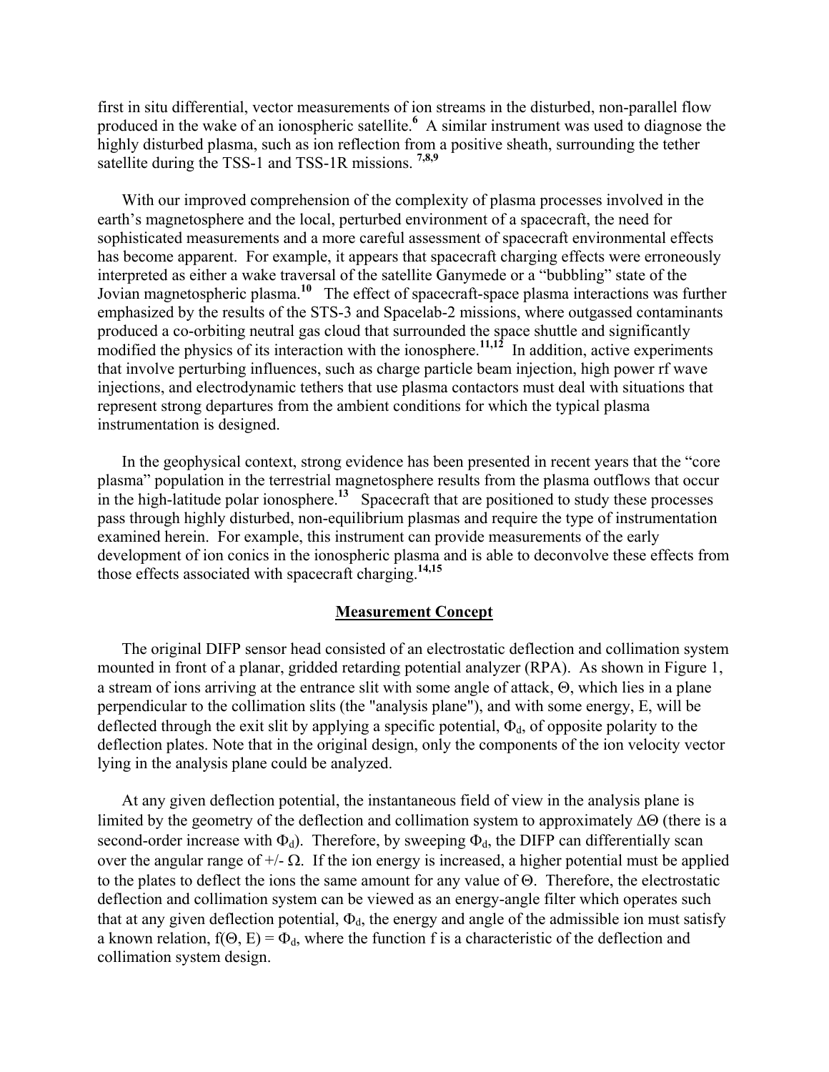first in situ differential, vector measurements of ion streams in the disturbed, non-parallel flow produced in the wake of an ionospheric satellite.[6] A similar instrument was used to diagnose the highly disturbed plasma, such as ion reflection from a positive sheath, surrounding the tether satellite during the TSS-1 and TSS-1R missions. [7,8,9]

With our improved comprehension of the complexity of plasma processes involved in the earth's magnetosphere and the local, perturbed environment of a spacecraft, the need for sophisticated measurements and a more careful assessment of spacecraft environmental effects has become apparent. For example, it appears that spacecraft charging effects were erroneously interpreted as either a wake traversal of the satellite Ganymede or a "bubbling" state of the Jovian magnetospheric plasma.[10] The effect of spacecraft-space plasma interactions was further emphasized by the results of the STS-3 and Spacelab-2 missions, where outgassed contaminants produced a co-orbiting neutral gas cloud that surrounded the space shuttle and significantly modified the physics of its interaction with the ionosphere.[11,12] In addition, active experiments that involve perturbing influences, such as charge particle beam injection, high power rf wave injections, and electrodynamic tethers that use plasma contactors must deal with situations that represent strong departures from the ambient conditions for which the typical plasma instrumentation is designed.

In the geophysical context, strong evidence has been presented in recent years that the "core plasma" population in the terrestrial magnetosphere results from the plasma outflows that occur in the high-latitude polar ionosphere.[13] Spacecraft that are positioned to study these processes pass through highly disturbed, non-equilibrium plasmas and require the type of instrumentation examined herein. For example, this instrument can provide measurements of the early development of ion conics in the ionospheric plasma and is able to deconvolve these effects from those effects associated with spacecraft charging.[14,15]

## Measurement Concept

The original DIFP sensor head consisted of an electrostatic deflection and collimation system mounted in front of a planar, gridded retarding potential analyzer (RPA). As shown in Figure 1, a stream of ions arriving at the entrance slit with some angle of attack, $\Theta$, which lies in a plane perpendicular to the collimation slits (the "analysis plane"), and with some energy, E, will be deflected through the exit slit by applying a specific potential, $\Phi_d$, of opposite polarity to the deflection plates. Note that in the original design, only the components of the ion velocity vector lying in the analysis plane could be analyzed.

At any given deflection potential, the instantaneous field of view in the analysis plane is limited by the geometry of the deflection and collimation system to approximately $\Delta\Theta$ (there is a second-order increase with $\Phi_d$). Therefore, by sweeping $\Phi_d$, the DIFP can differentially scan over the angular range of $+/- \Omega$. If the ion energy is increased, a higher potential must be applied to the plates to deflect the ions the same amount for any value of $\Theta$. Therefore, the electrostatic deflection and collimation system can be viewed as an energy-angle filter which operates such that at any given deflection potential, $\Phi_d$, the energy and angle of the admissible ion must satisfy a known relation, $f(\Theta, E) = \Phi_d$, where the function f is a characteristic of the deflection and collimation system design.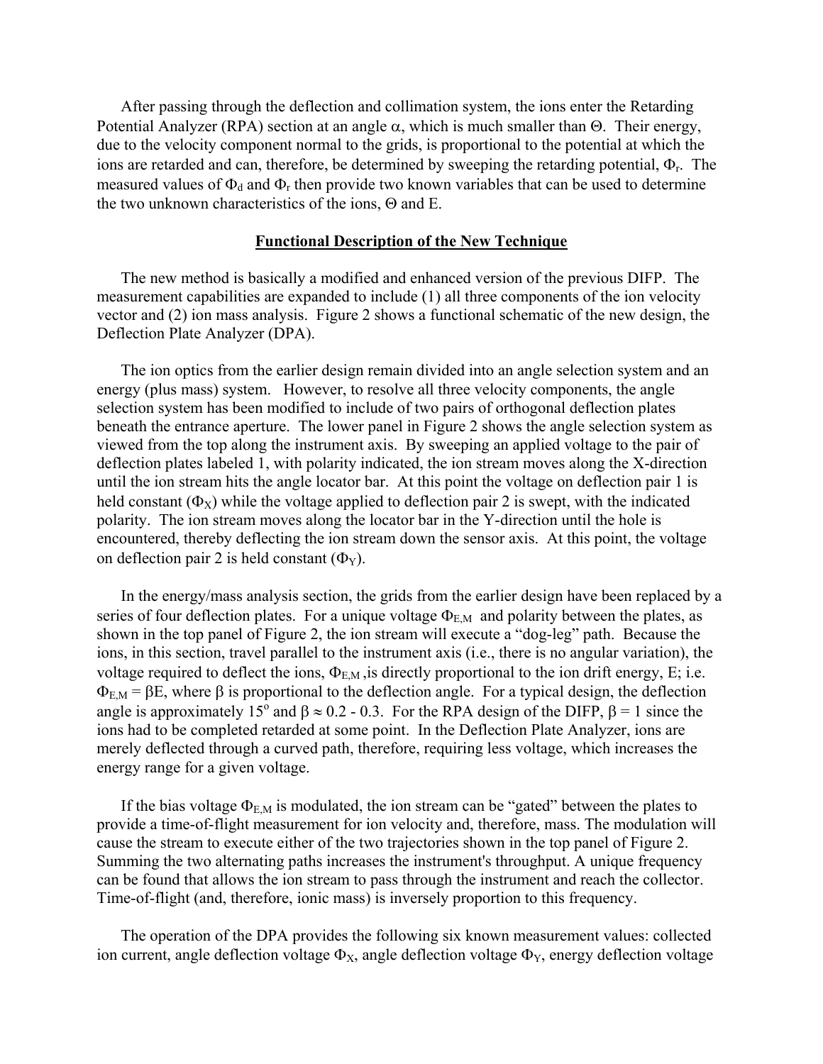After passing through the deflection and collimation system, the ions enter the Retarding Potential Analyzer (RPA) section at an angle $\alpha$, which is much smaller than $\Theta$. Their energy, due to the velocity component normal to the grids, is proportional to the potential at which the ions are retarded and can, therefore, be determined by sweeping the retarding potential, $\Phi_r$. The measured values of $\Phi_d$ and $\Phi_r$ then provide two known variables that can be used to determine the two unknown characteristics of the ions, $\Theta$ and E.

## Functional Description of the New Technique

The new method is basically a modified and enhanced version of the previous DIFP. The measurement capabilities are expanded to include (1) all three components of the ion velocity vector and (2) ion mass analysis. Figure 2 shows a functional schematic of the new design, the Deflection Plate Analyzer (DPA).

The ion optics from the earlier design remain divided into an angle selection system and an energy (plus mass) system. However, to resolve all three velocity components, the angle selection system has been modified to include of two pairs of orthogonal deflection plates beneath the entrance aperture. The lower panel in Figure 2 shows the angle selection system as viewed from the top along the instrument axis. By sweeping an applied voltage to the pair of deflection plates labeled 1, with polarity indicated, the ion stream moves along the X-direction until the ion stream hits the angle locator bar. At this point the voltage on deflection pair 1 is held constant ($\Phi_X$) while the voltage applied to deflection pair 2 is swept, with the indicated polarity. The ion stream moves along the locator bar in the Y-direction until the hole is encountered, thereby deflecting the ion stream down the sensor axis. At this point, the voltage on deflection pair 2 is held constant ($\Phi_Y$).

In the energy/mass analysis section, the grids from the earlier design have been replaced by a series of four deflection plates. For a unique voltage $\Phi_{E,M}$ and polarity between the plates, as shown in the top panel of Figure 2, the ion stream will execute a "dog-leg" path. Because the ions, in this section, travel parallel to the instrument axis (i.e., there is no angular variation), the voltage required to deflect the ions, $\Phi_{E,M}$ ,is directly proportional to the ion drift energy, E; i.e. $\Phi_{E,M} = \beta E$, where $\beta$ is proportional to the deflection angle. For a typical design, the deflection angle is approximately $15^o$ and $\beta \approx 0.2 - 0.3$. For the RPA design of the DIFP, $\beta = 1$ since the ions had to be completed retarded at some point. In the Deflection Plate Analyzer, ions are merely deflected through a curved path, therefore, requiring less voltage, which increases the energy range for a given voltage.

If the bias voltage $\Phi_{E,M}$ is modulated, the ion stream can be "gated" between the plates to provide a time-of-flight measurement for ion velocity and, therefore, mass. The modulation will cause the stream to execute either of the two trajectories shown in the top panel of Figure 2. Summing the two alternating paths increases the instrument's throughput. A unique frequency can be found that allows the ion stream to pass through the instrument and reach the collector. Time-of-flight (and, therefore, ionic mass) is inversely proportion to this frequency.

The operation of the DPA provides the following six known measurement values: collected ion current, angle deflection voltage $\Phi_X$, angle deflection voltage $\Phi_Y$, energy deflection voltage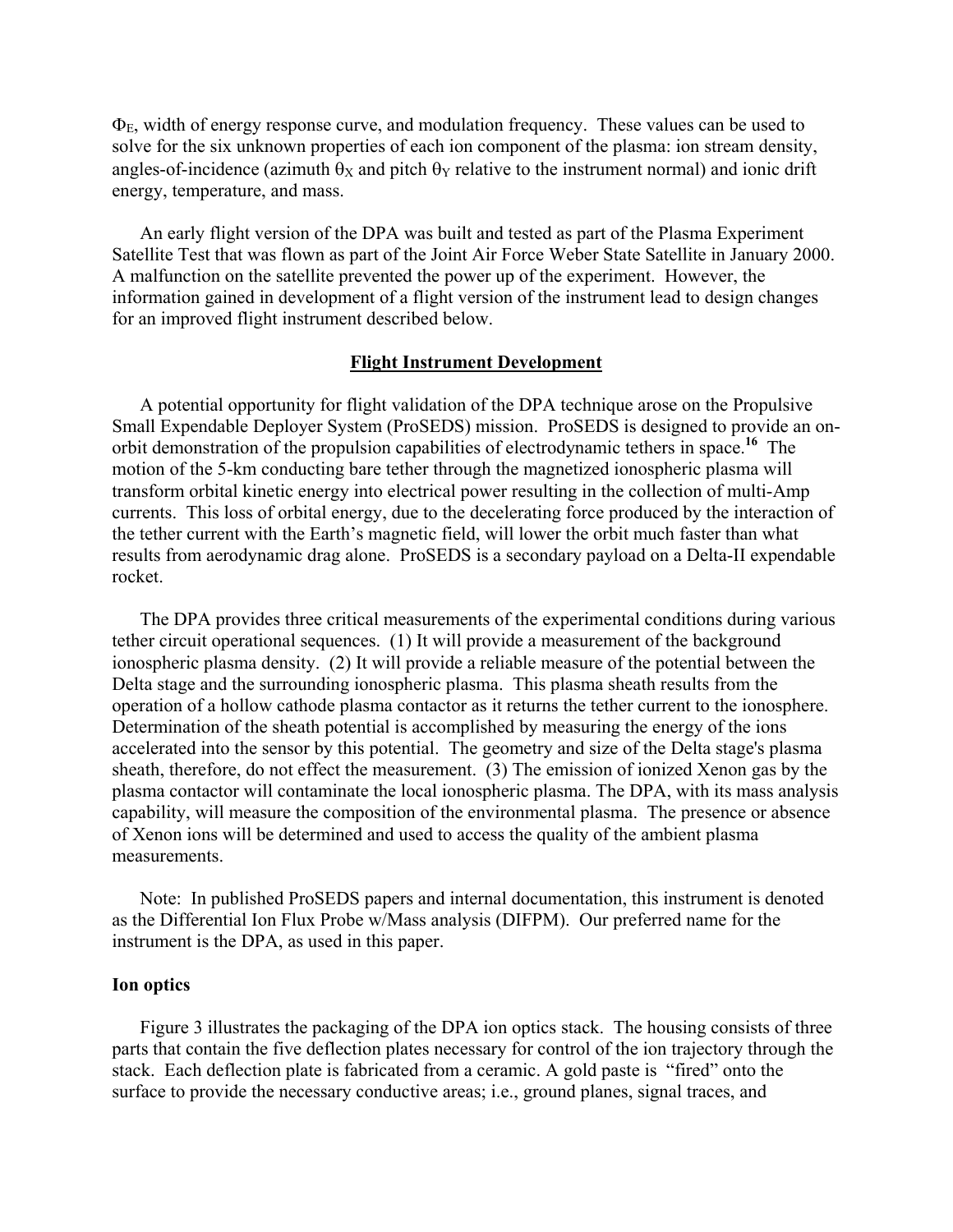$\Phi_E$, width of energy response curve, and modulation frequency. These values can be used to solve for the six unknown properties of each ion component of the plasma: ion stream density, angles-of-incidence (azimuth $\theta_X$ and pitch $\theta_Y$ relative to the instrument normal) and ionic drift energy, temperature, and mass.

An early flight version of the DPA was built and tested as part of the Plasma Experiment Satellite Test that was flown as part of the Joint Air Force Weber State Satellite in January 2000. A malfunction on the satellite prevented the power up of the experiment. However, the information gained in development of a flight version of the instrument lead to design changes for an improved flight instrument described below.

## Flight Instrument Development

A potential opportunity for flight validation of the DPA technique arose on the Propulsive Small Expendable Deployer System (ProSEDS) mission. ProSEDS is designed to provide an on-orbit demonstration of the propulsion capabilities of electrodynamic tethers in space.[16] The motion of the 5-km conducting bare tether through the magnetized ionospheric plasma will transform orbital kinetic energy into electrical power resulting in the collection of multi-Amp currents. This loss of orbital energy, due to the decelerating force produced by the interaction of the tether current with the Earth's magnetic field, will lower the orbit much faster than what results from aerodynamic drag alone. ProSEDS is a secondary payload on a Delta-II expendable rocket.

The DPA provides three critical measurements of the experimental conditions during various tether circuit operational sequences. (1) It will provide a measurement of the background ionospheric plasma density. (2) It will provide a reliable measure of the potential between the Delta stage and the surrounding ionospheric plasma. This plasma sheath results from the operation of a hollow cathode plasma contactor as it returns the tether current to the ionosphere. Determination of the sheath potential is accomplished by measuring the energy of the ions accelerated into the sensor by this potential. The geometry and size of the Delta stage's plasma sheath, therefore, do not effect the measurement. (3) The emission of ionized Xenon gas by the plasma contactor will contaminate the local ionospheric plasma. The DPA, with its mass analysis capability, will measure the composition of the environmental plasma. The presence or absence of Xenon ions will be determined and used to access the quality of the ambient plasma measurements.

Note: In published ProSEDS papers and internal documentation, this instrument is denoted as the Differential Ion Flux Probe w/Mass analysis (DIFPM). Our preferred name for the instrument is the DPA, as used in this paper.

### Ion optics

Figure 3 illustrates the packaging of the DPA ion optics stack. The housing consists of three parts that contain the five deflection plates necessary for control of the ion trajectory through the stack. Each deflection plate is fabricated from a ceramic. A gold paste is "fired" onto the surface to provide the necessary conductive areas; i.e., ground planes, signal traces, and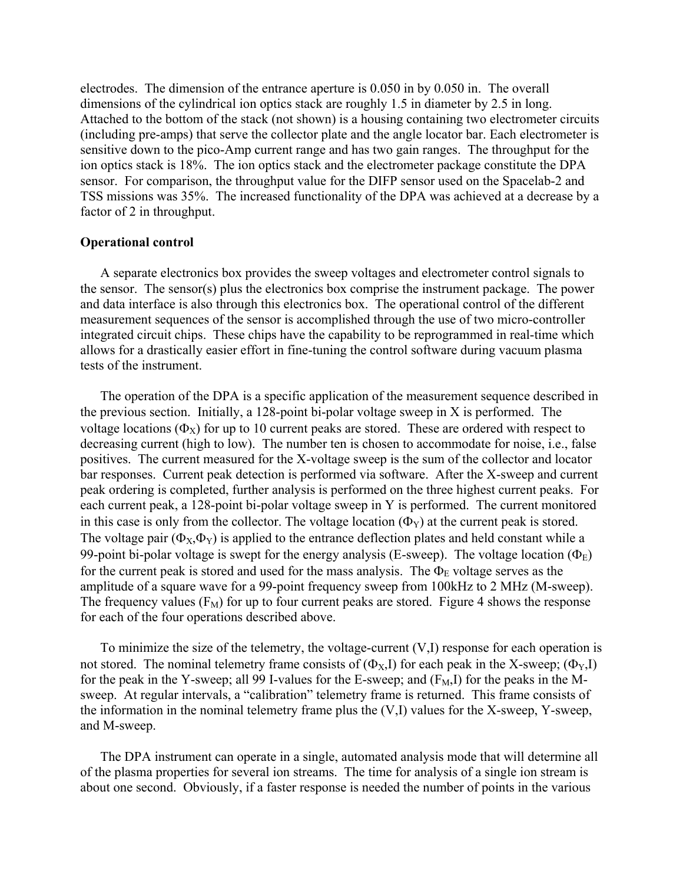electrodes. The dimension of the entrance aperture is 0.050 in by 0.050 in. The overall dimensions of the cylindrical ion optics stack are roughly 1.5 in diameter by 2.5 in long. Attached to the bottom of the stack (not shown) is a housing containing two electrometer circuits (including pre-amps) that serve the collector plate and the angle locator bar. Each electrometer is sensitive down to the pico-Amp current range and has two gain ranges. The throughput for the ion optics stack is 18%. The ion optics stack and the electrometer package constitute the DPA sensor. For comparison, the throughput value for the DIFP sensor used on the Spacelab-2 and TSS missions was 35%. The increased functionality of the DPA was achieved at a decrease by a factor of 2 in throughput.

**Operational control**

A separate electronics box provides the sweep voltages and electrometer control signals to the sensor. The sensor(s) plus the electronics box comprise the instrument package. The power and data interface is also through this electronics box. The operational control of the different measurement sequences of the sensor is accomplished through the use of two micro-controller integrated circuit chips. These chips have the capability to be reprogrammed in real-time which allows for a drastically easier effort in fine-tuning the control software during vacuum plasma tests of the instrument.

The operation of the DPA is a specific application of the measurement sequence described in the previous section. Initially, a 128-point bi-polar voltage sweep in X is performed. The voltage locations ($\Phi_X$) for up to 10 current peaks are stored. These are ordered with respect to decreasing current (high to low). The number ten is chosen to accommodate for noise, i.e., false positives. The current measured for the X-voltage sweep is the sum of the collector and locator bar responses. Current peak detection is performed via software. After the X-sweep and current peak ordering is completed, further analysis is performed on the three highest current peaks. For each current peak, a 128-point bi-polar voltage sweep in Y is performed. The current monitored in this case is only from the collector. The voltage location ($\Phi_Y$) at the current peak is stored. The voltage pair ($\Phi_X$,$\Phi_Y$) is applied to the entrance deflection plates and held constant while a 99-point bi-polar voltage is swept for the energy analysis (E-sweep). The voltage location ($\Phi_E$) for the current peak is stored and used for the mass analysis. The $\Phi_E$ voltage serves as the amplitude of a square wave for a 99-point frequency sweep from 100kHz to 2 MHz (M-sweep). The frequency values ($F_M$) for up to four current peaks are stored. Figure 4 shows the response for each of the four operations described above.

To minimize the size of the telemetry, the voltage-current (V,I) response for each operation is not stored. The nominal telemetry frame consists of ($\Phi_X$,I) for each peak in the X-sweep; ($\Phi_Y$,I) for the peak in the Y-sweep; all 99 I-values for the E-sweep; and ($F_M$,I) for the peaks in the M-sweep. At regular intervals, a "calibration" telemetry frame is returned. This frame consists of the information in the nominal telemetry frame plus the (V,I) values for the X-sweep, Y-sweep, and M-sweep.

The DPA instrument can operate in a single, automated analysis mode that will determine all of the plasma properties for several ion streams. The time for analysis of a single ion stream is about one second. Obviously, if a faster response is needed the number of points in the various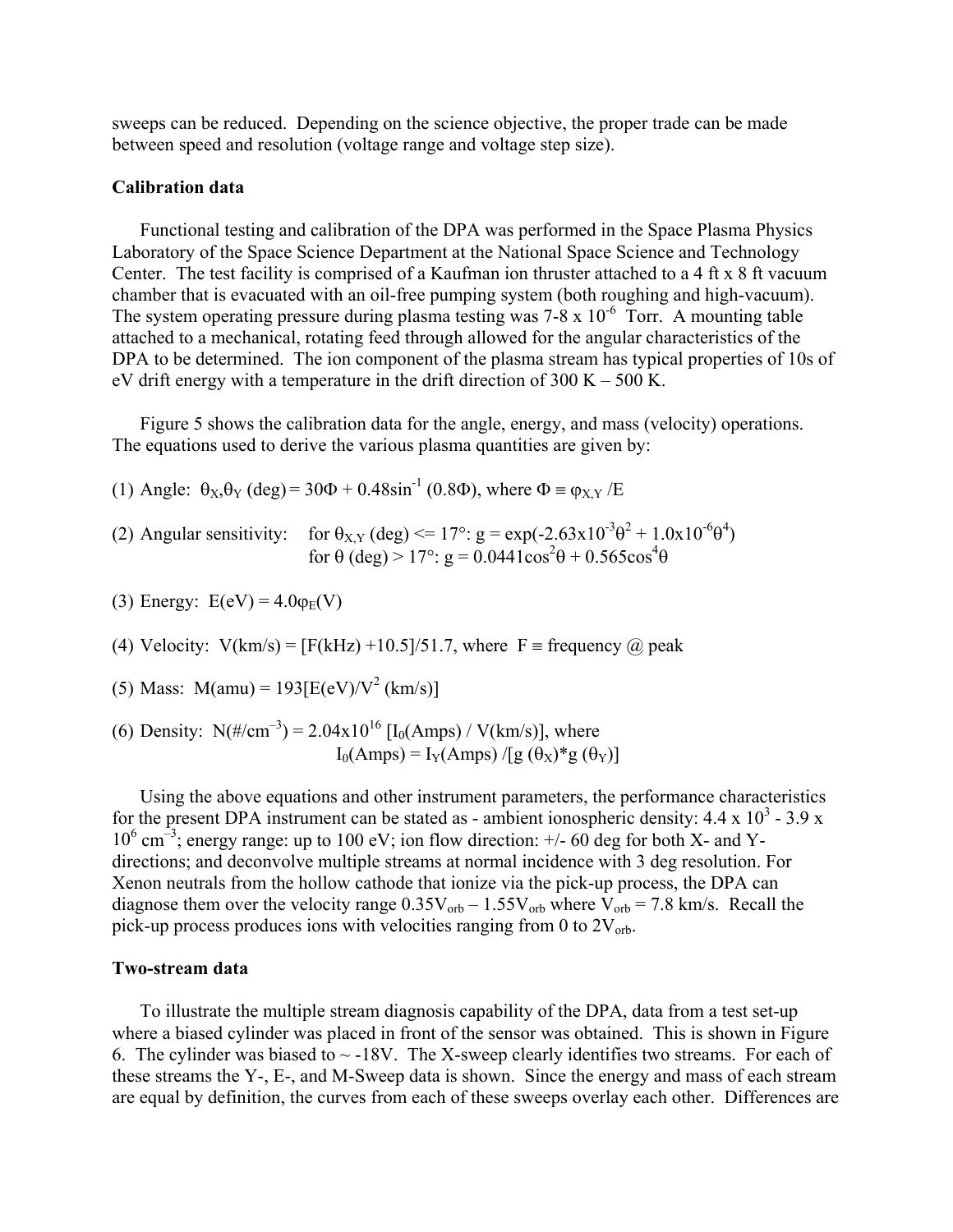sweeps can be reduced. Depending on the science objective, the proper trade can be made between speed and resolution (voltage range and voltage step size).

**Calibration data**

Functional testing and calibration of the DPA was performed in the Space Plasma Physics Laboratory of the Space Science Department at the National Space Science and Technology Center. The test facility is comprised of a Kaufman ion thruster attached to a 4 ft x 8 ft vacuum chamber that is evacuated with an oil-free pumping system (both roughing and high-vacuum). The system operating pressure during plasma testing was 7-8 x $10^{-6}$ Torr. A mounting table attached to a mechanical, rotating feed through allowed for the angular characteristics of the DPA to be determined. The ion component of the plasma stream has typical properties of 10s of eV drift energy with a temperature in the drift direction of 300 K – 500 K.

Figure 5 shows the calibration data for the angle, energy, and mass (velocity) operations. The equations used to derive the various plasma quantities are given by:

(1) Angle: $\theta_X, \theta_Y$ (deg) = $30\Phi + 0.48\sin^{-1}(0.8\Phi)$, where $\Phi \equiv \varphi_{X,Y}/E$

(2) Angular sensitivity: for $\theta_{X,Y}$ (deg) <= 17°: $g = \exp(-2.63\times10^{-3}\theta^2 + 1.0\times10^{-6}\theta^4)$
for $\theta$ (deg) > 17°: $g = 0.0441\cos^2\theta + 0.565\cos^4\theta$

(3) Energy: $E(\text{eV}) = 4.0\varphi_E(\text{V})$

(4) Velocity: $V(\text{km/s}) = [F(\text{kHz}) + 10.5]/51.7$, where $F \equiv$ frequency @ peak

(5) Mass: $M(\text{amu}) = 193[E(\text{eV})/V^2(\text{km/s})]$

(6) Density: $N(\#/\text{cm}^{-3}) = 2.04\times10^{16}\,[I_0(\text{Amps}) / V(\text{km/s})]$, where
$I_0(\text{Amps}) = I_Y(\text{Amps}) / [g(\theta_X) * g(\theta_Y)]$

Using the above equations and other instrument parameters, the performance characteristics for the present DPA instrument can be stated as - ambient ionospheric density: 4.4 x $10^3$ - 3.9 x $10^6$ cm$^{-3}$; energy range: up to 100 eV; ion flow direction: +/- 60 deg for both X- and Y-directions; and deconvolve multiple streams at normal incidence with 3 deg resolution. For Xenon neutrals from the hollow cathode that ionize via the pick-up process, the DPA can diagnose them over the velocity range $0.35V_{orb} - 1.55V_{orb}$ where $V_{orb}$ = 7.8 km/s. Recall the pick-up process produces ions with velocities ranging from 0 to $2V_{orb}$.

**Two-stream data**

To illustrate the multiple stream diagnosis capability of the DPA, data from a test set-up where a biased cylinder was placed in front of the sensor was obtained. This is shown in Figure 6. The cylinder was biased to ~ -18V. The X-sweep clearly identifies two streams. For each of these streams the Y-, E-, and M-Sweep data is shown. Since the energy and mass of each stream are equal by definition, the curves from each of these sweeps overlay each other. Differences are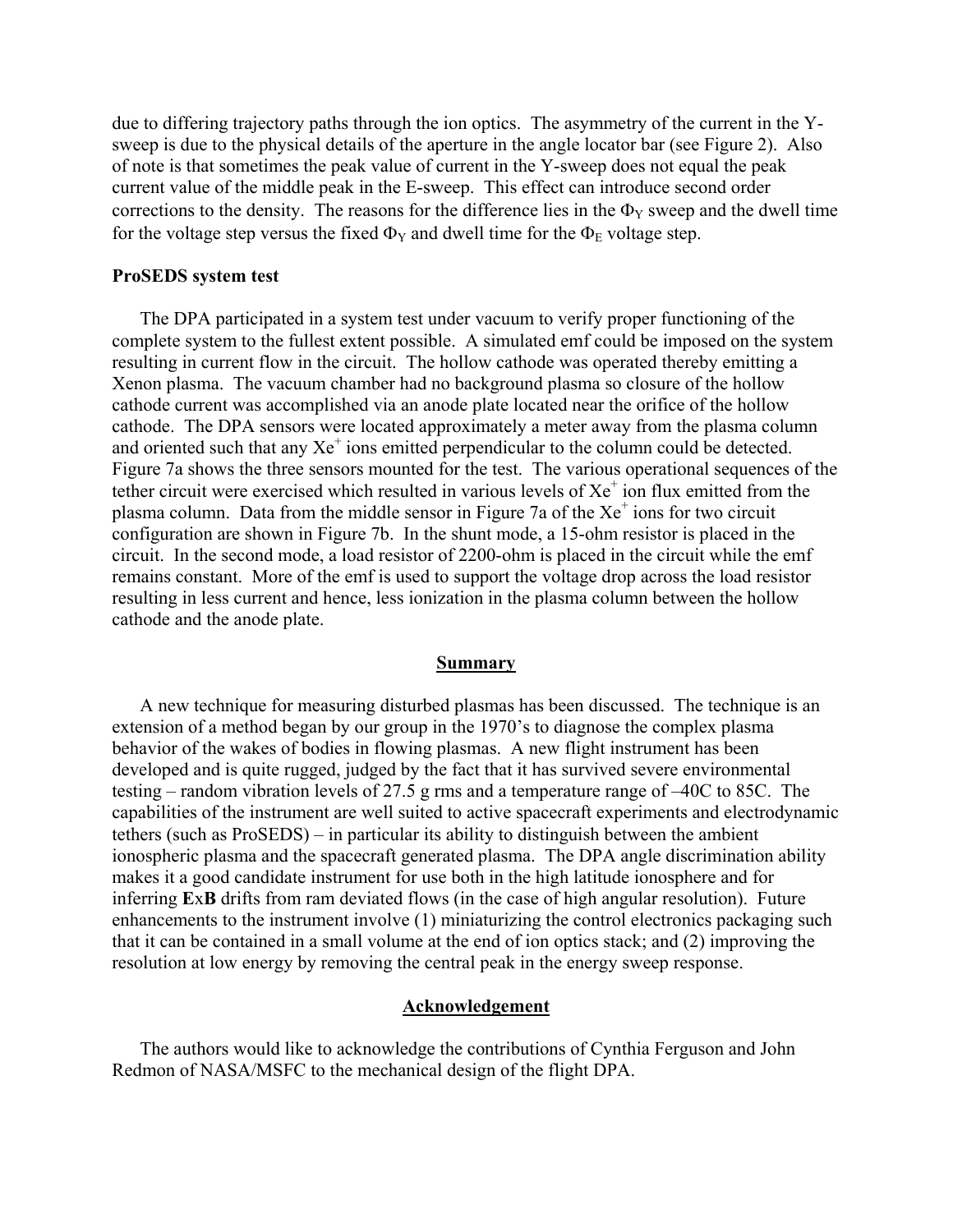due to differing trajectory paths through the ion optics. The asymmetry of the current in the Y-sweep is due to the physical details of the aperture in the angle locator bar (see Figure 2). Also of note is that sometimes the peak value of current in the Y-sweep does not equal the peak current value of the middle peak in the E-sweep. This effect can introduce second order corrections to the density. The reasons for the difference lies in the $\Phi_Y$ sweep and the dwell time for the voltage step versus the fixed $\Phi_Y$ and dwell time for the $\Phi_E$ voltage step.

**ProSEDS system test**

The DPA participated in a system test under vacuum to verify proper functioning of the complete system to the fullest extent possible. A simulated emf could be imposed on the system resulting in current flow in the circuit. The hollow cathode was operated thereby emitting a Xenon plasma. The vacuum chamber had no background plasma so closure of the hollow cathode current was accomplished via an anode plate located near the orifice of the hollow cathode. The DPA sensors were located approximately a meter away from the plasma column and oriented such that any $Xe^+$ ions emitted perpendicular to the column could be detected. Figure 7a shows the three sensors mounted for the test. The various operational sequences of the tether circuit were exercised which resulted in various levels of $Xe^+$ ion flux emitted from the plasma column. Data from the middle sensor in Figure 7a of the $Xe^+$ ions for two circuit configuration are shown in Figure 7b. In the shunt mode, a 15-ohm resistor is placed in the circuit. In the second mode, a load resistor of 2200-ohm is placed in the circuit while the emf remains constant. More of the emf is used to support the voltage drop across the load resistor resulting in less current and hence, less ionization in the plasma column between the hollow cathode and the anode plate.

## Summary

A new technique for measuring disturbed plasmas has been discussed. The technique is an extension of a method began by our group in the 1970's to diagnose the complex plasma behavior of the wakes of bodies in flowing plasmas. A new flight instrument has been developed and is quite rugged, judged by the fact that it has survived severe environmental testing – random vibration levels of 27.5 g rms and a temperature range of –40C to 85C. The capabilities of the instrument are well suited to active spacecraft experiments and electrodynamic tethers (such as ProSEDS) – in particular its ability to distinguish between the ambient ionospheric plasma and the spacecraft generated plasma. The DPA angle discrimination ability makes it a good candidate instrument for use both in the high latitude ionosphere and for inferring **E**x**B** drifts from ram deviated flows (in the case of high angular resolution). Future enhancements to the instrument involve (1) miniaturizing the control electronics packaging such that it can be contained in a small volume at the end of ion optics stack; and (2) improving the resolution at low energy by removing the central peak in the energy sweep response.

## Acknowledgement

The authors would like to acknowledge the contributions of Cynthia Ferguson and John Redmon of NASA/MSFC to the mechanical design of the flight DPA.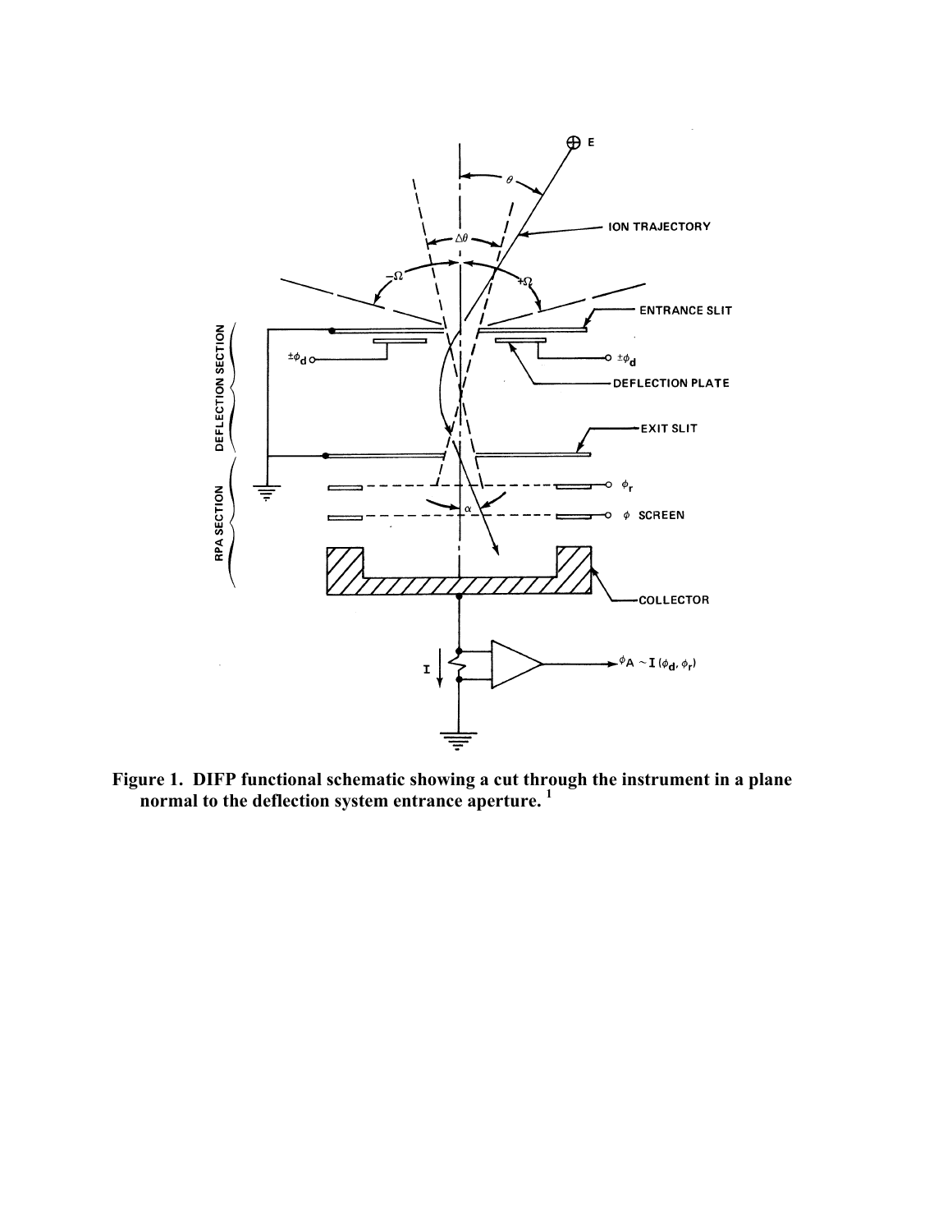E

θ

Δθ

ION TRAJECTORY

−Ω

+Ω

ENTRANCE SLIT

$\pm\phi_d$

$\pm\phi_d$

DEFLECTION PLATE

DEFLECTION SECTION

EXIT SLIT

$\phi_r$

α

$\phi$ SCREEN

RPA SECTION

COLLECTOR

I

$\phi_A \sim I(\phi_d, \phi_r)$

**Figure 1. DIFP functional schematic showing a cut through the instrument in a plane normal to the deflection system entrance aperture.** [1]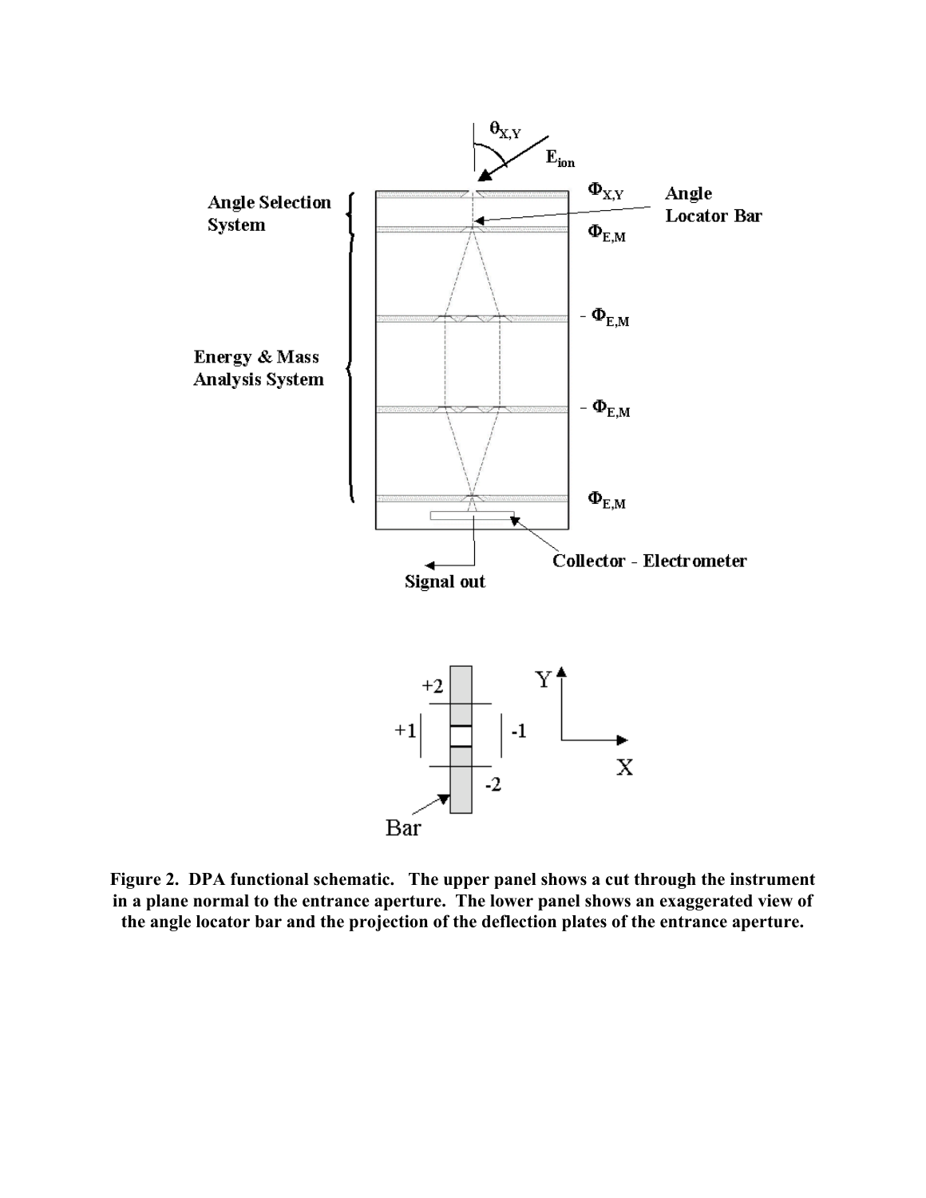$\theta_{X,Y}$

$E_{ion}$

Angle Selection System

Energy & Mass Analysis System

$\Phi_{X,Y}$

Angle Locator Bar

$\Phi_{E,M}$

$-\Phi_{E,M}$

$-\Phi_{E,M}$

$\Phi_{E,M}$

Collector - Electrometer

Signal out

+2

+1

-1

-2

Bar

Y

X

**Figure 2. DPA functional schematic. The upper panel shows a cut through the instrument in a plane normal to the entrance aperture. The lower panel shows an exaggerated view of the angle locator bar and the projection of the deflection plates of the entrance aperture.**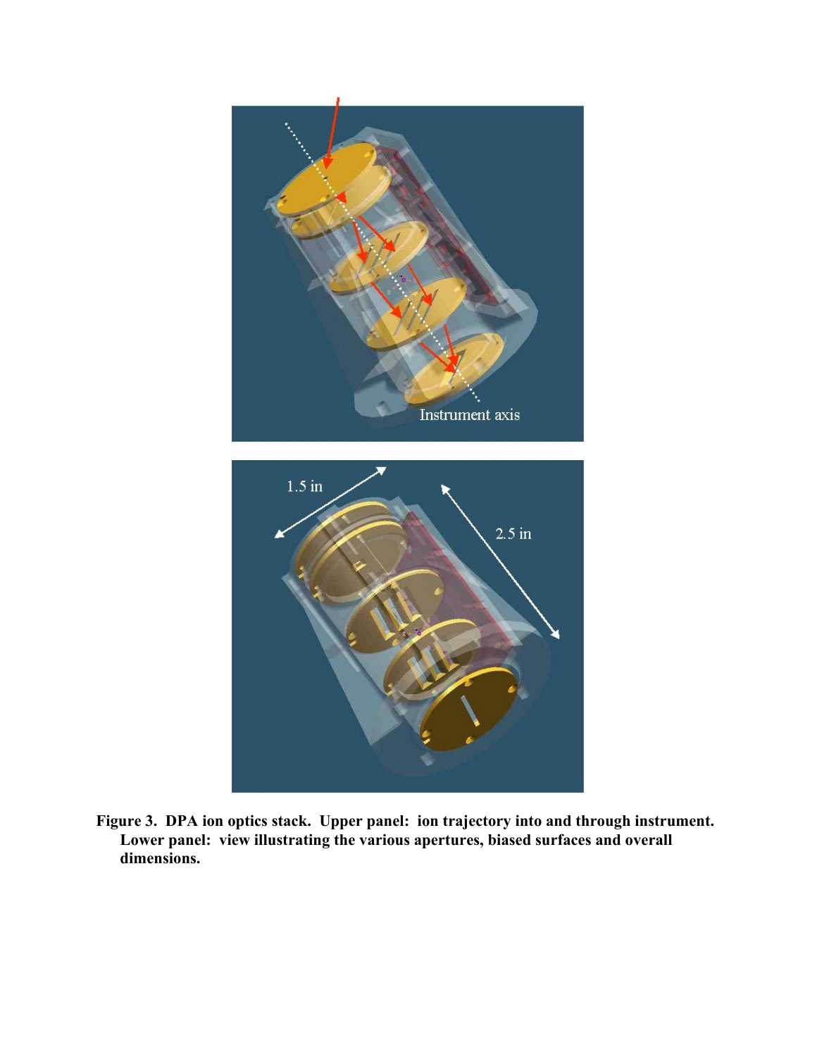Instrument axis

1.5 in

2.5 in

**Figure 3. DPA ion optics stack. Upper panel: ion trajectory into and through instrument. Lower panel: view illustrating the various apertures, biased surfaces and overall dimensions.**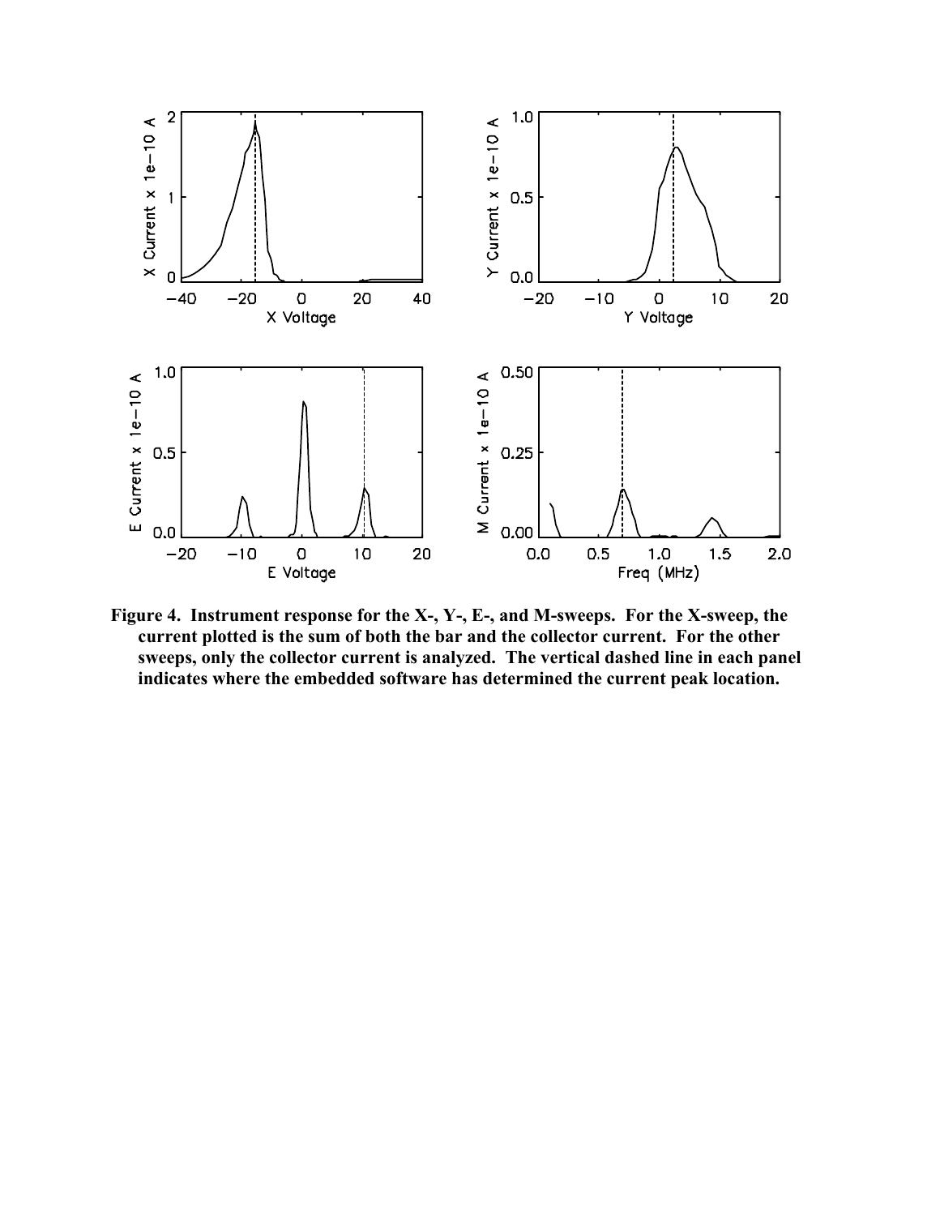X Current x 1e−10 A

2

1

0

−40 −20 0 20 40

X Voltage

Y Current x 1e−10 A

1.0

0.5

0.0

−20 −10 0 10 20

Y Voltage

E Current x 1e−10 A

1.0

0.5

0.0

−20 −10 0 10 20

E Voltage

M Current x 1e−10 A

0.50

0.25

0.00

0.0 0.5 1.0 1.5 2.0

Freq (MHz)

**Figure 4. Instrument response for the X-, Y-, E-, and M-sweeps. For the X-sweep, the current plotted is the sum of both the bar and the collector current. For the other sweeps, only the collector current is analyzed. The vertical dashed line in each panel indicates where the embedded software has determined the current peak location.**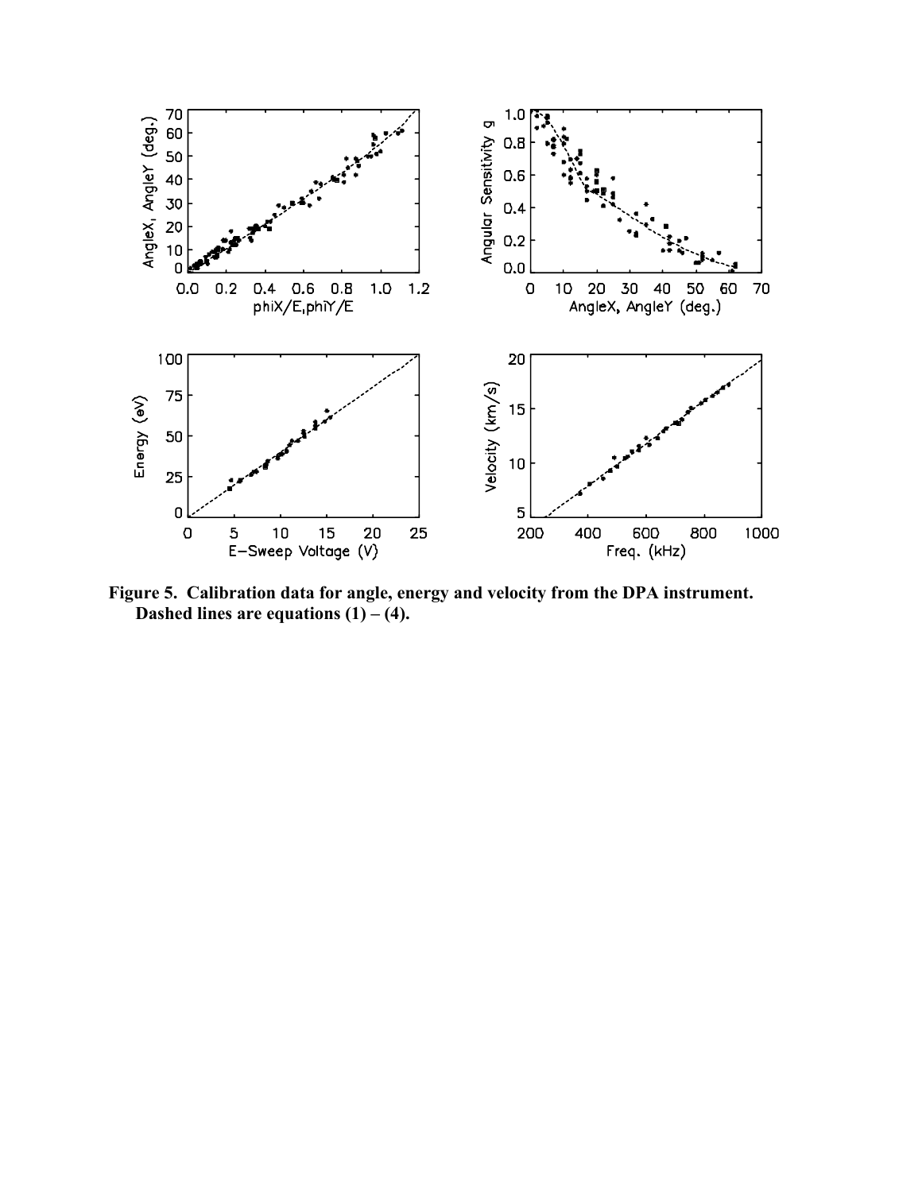**Figure 5. Calibration data for angle, energy and velocity from the DPA instrument. Dashed lines are equations (1) – (4).**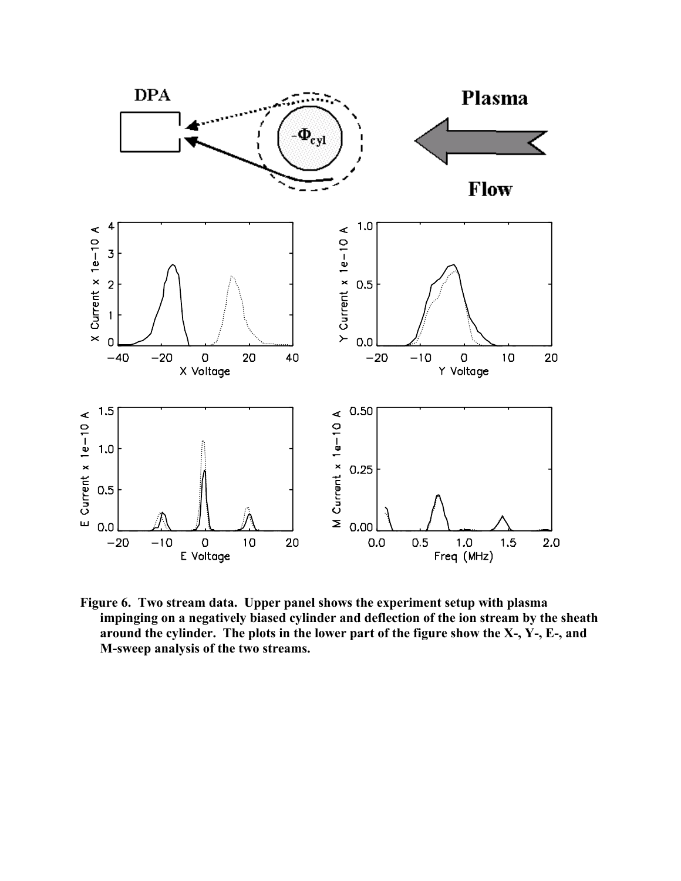DPA

$-\Phi_{cyl}$

Plasma

Flow

X Current x 1e−10 A

X Voltage

−40 −20 0 20 40

0 1 2 3 4

Y Current x 1e−10 A

Y Voltage

−20 −10 0 10 20

0.0 0.5 1.0

E Current x 1e−10 A

E Voltage

−20 −10 0 10 20

0.0 0.5 1.0 1.5

M Current x 1e−10 A

Freq (MHz)

0.0 0.5 1.0 1.5 2.0

0.00 0.25 0.50

**Figure 6. Two stream data. Upper panel shows the experiment setup with plasma impinging on a negatively biased cylinder and deflection of the ion stream by the sheath around the cylinder. The plots in the lower part of the figure show the X-, Y-, E-, and M-sweep analysis of the two streams.**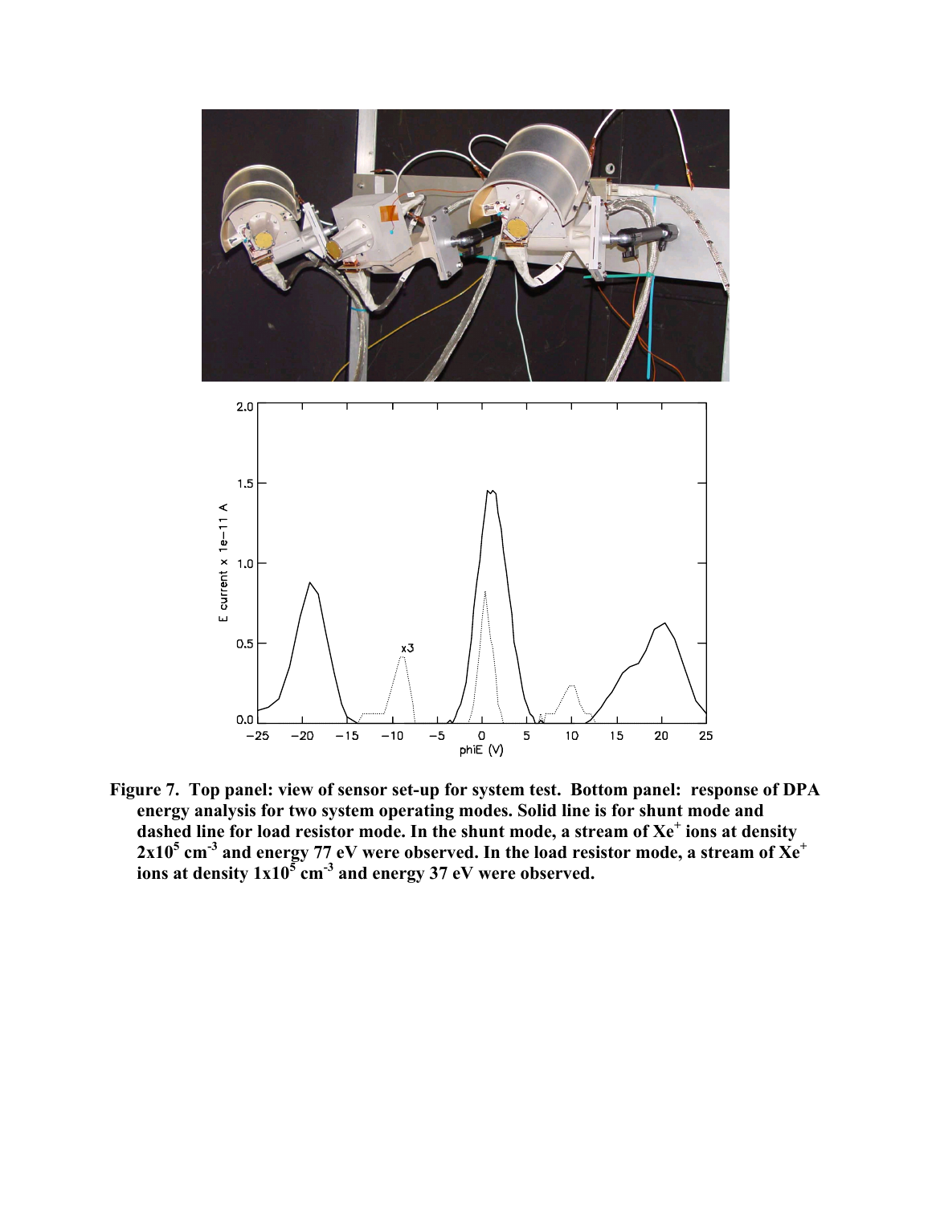2.0

1.5

1.0

0.5

0.0

E current x 1e−11 A

x3

−25 −20 −15 −10 −5 0 5 10 15 20 25

phiE (V)

**Figure 7. Top panel: view of sensor set-up for system test. Bottom panel: response of DPA energy analysis for two system operating modes. Solid line is for shunt mode and dashed line for load resistor mode. In the shunt mode, a stream of $Xe^+$ ions at density $2x10^5$ $cm^{-3}$ and energy 77 eV were observed. In the load resistor mode, a stream of $Xe^+$ ions at density $1x10^5$ $cm^{-3}$ and energy 37 eV were observed.**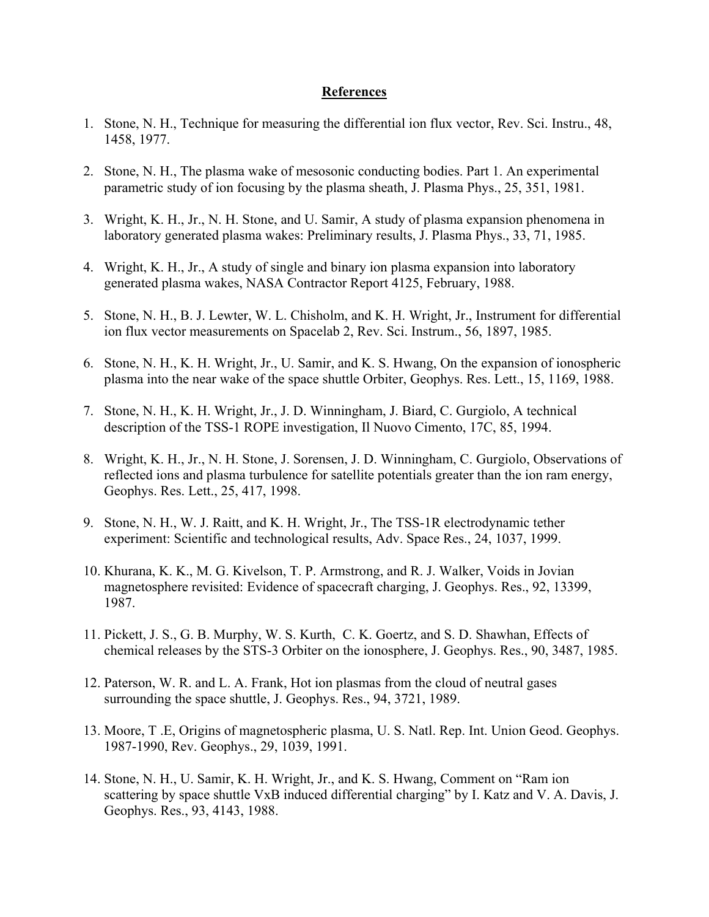## References

1. Stone, N. H., Technique for measuring the differential ion flux vector, Rev. Sci. Instru., 48, 1458, 1977.

2. Stone, N. H., The plasma wake of mesosonic conducting bodies. Part 1. An experimental parametric study of ion focusing by the plasma sheath, J. Plasma Phys., 25, 351, 1981.

3. Wright, K. H., Jr., N. H. Stone, and U. Samir, A study of plasma expansion phenomena in laboratory generated plasma wakes: Preliminary results, J. Plasma Phys., 33, 71, 1985.

4. Wright, K. H., Jr., A study of single and binary ion plasma expansion into laboratory generated plasma wakes, NASA Contractor Report 4125, February, 1988.

5. Stone, N. H., B. J. Lewter, W. L. Chisholm, and K. H. Wright, Jr., Instrument for differential ion flux vector measurements on Spacelab 2, Rev. Sci. Instrum., 56, 1897, 1985.

6. Stone, N. H., K. H. Wright, Jr., U. Samir, and K. S. Hwang, On the expansion of ionospheric plasma into the near wake of the space shuttle Orbiter, Geophys. Res. Lett., 15, 1169, 1988.

7. Stone, N. H., K. H. Wright, Jr., J. D. Winningham, J. Biard, C. Gurgiolo, A technical description of the TSS-1 ROPE investigation, Il Nuovo Cimento, 17C, 85, 1994.

8. Wright, K. H., Jr., N. H. Stone, J. Sorensen, J. D. Winningham, C. Gurgiolo, Observations of reflected ions and plasma turbulence for satellite potentials greater than the ion ram energy, Geophys. Res. Lett., 25, 417, 1998.

9. Stone, N. H., W. J. Raitt, and K. H. Wright, Jr., The TSS-1R electrodynamic tether experiment: Scientific and technological results, Adv. Space Res., 24, 1037, 1999.

10. Khurana, K. K., M. G. Kivelson, T. P. Armstrong, and R. J. Walker, Voids in Jovian magnetosphere revisited: Evidence of spacecraft charging, J. Geophys. Res., 92, 13399, 1987.

11. Pickett, J. S., G. B. Murphy, W. S. Kurth, C. K. Goertz, and S. D. Shawhan, Effects of chemical releases by the STS-3 Orbiter on the ionosphere, J. Geophys. Res., 90, 3487, 1985.

12. Paterson, W. R. and L. A. Frank, Hot ion plasmas from the cloud of neutral gases surrounding the space shuttle, J. Geophys. Res., 94, 3721, 1989.

13. Moore, T .E, Origins of magnetospheric plasma, U. S. Natl. Rep. Int. Union Geod. Geophys. 1987-1990, Rev. Geophys., 29, 1039, 1991.

14. Stone, N. H., U. Samir, K. H. Wright, Jr., and K. S. Hwang, Comment on "Ram ion scattering by space shuttle VxB induced differential charging" by I. Katz and V. A. Davis, J. Geophys. Res., 93, 4143, 1988.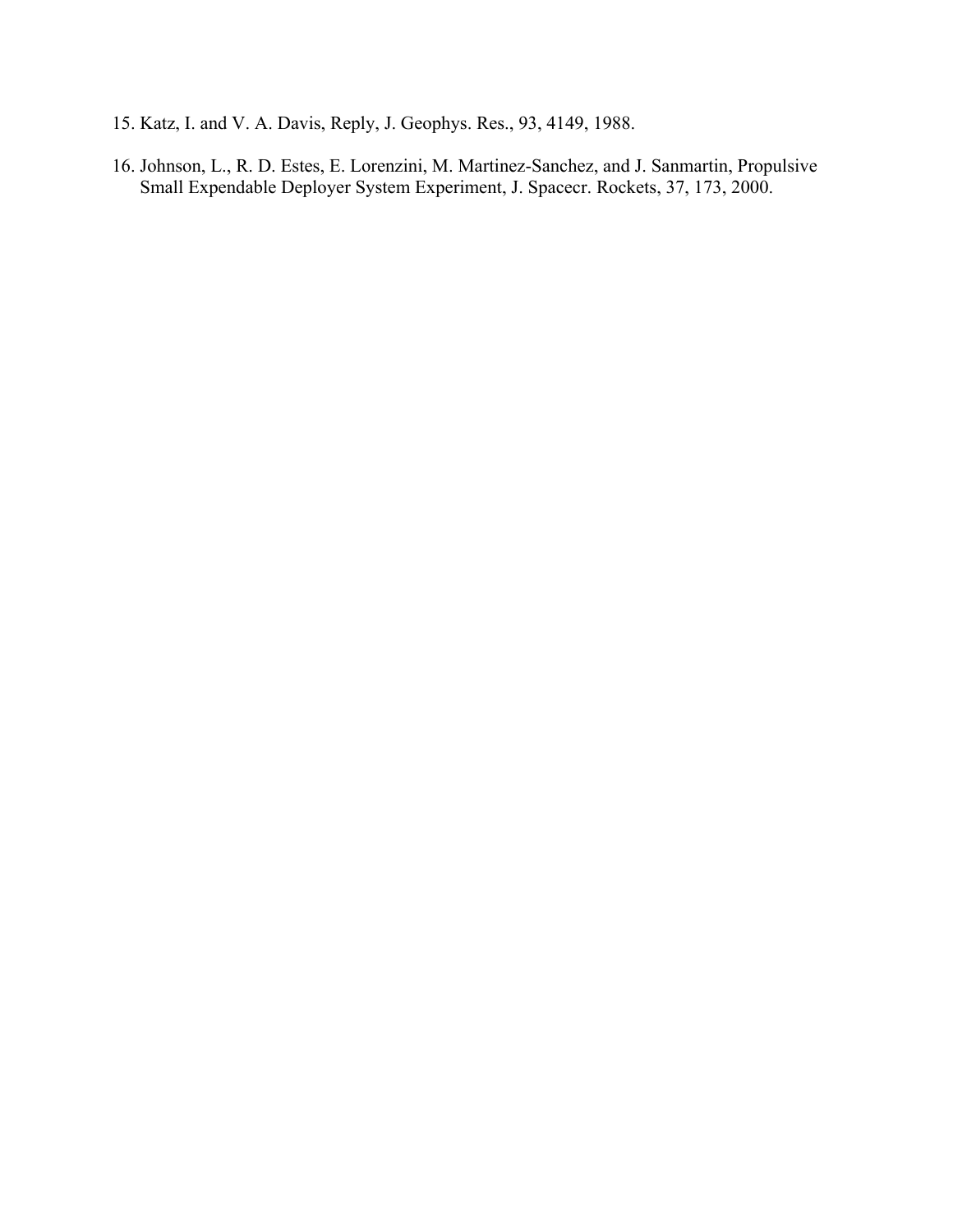15. Katz, I. and V. A. Davis, Reply, J. Geophys. Res., 93, 4149, 1988.

16. Johnson, L., R. D. Estes, E. Lorenzini, M. Martinez-Sanchez, and J. Sanmartin, Propulsive Small Expendable Deployer System Experiment, J. Spacecr. Rockets, 37, 173, 2000.